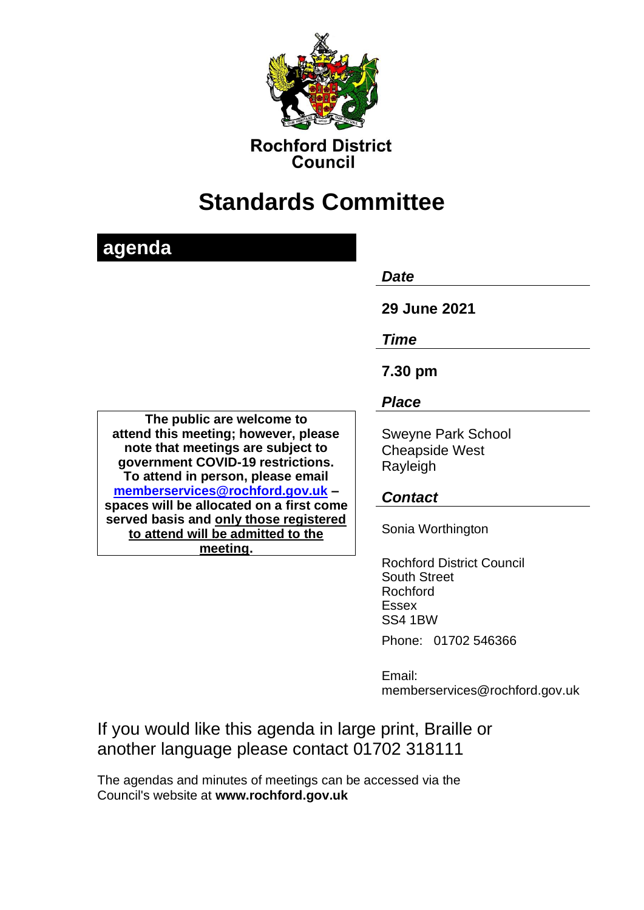**Rochford District Council**

# Standards Committee

## agenda

***Date***

**29 June 2021**

***Time***

**7.30 pm**

***Place***

Sweyne Park School
Cheapside West
Rayleigh

***Contact***

Sonia Worthington

Rochford District Council
South Street
Rochford
Essex
SS4 1BW

Phone: 01702 546366

Email:
memberservices@rochford.gov.uk

**The public are welcome to attend this meeting; however, please note that meetings are subject to government COVID-19 restrictions. To attend in person, please email memberservices@rochford.gov.uk – spaces will be allocated on a first come served basis and only those registered to attend will be admitted to the meeting.**

If you would like this agenda in large print, Braille or another language please contact 01702 318111

The agendas and minutes of meetings can be accessed via the Council's website at **www.rochford.gov.uk**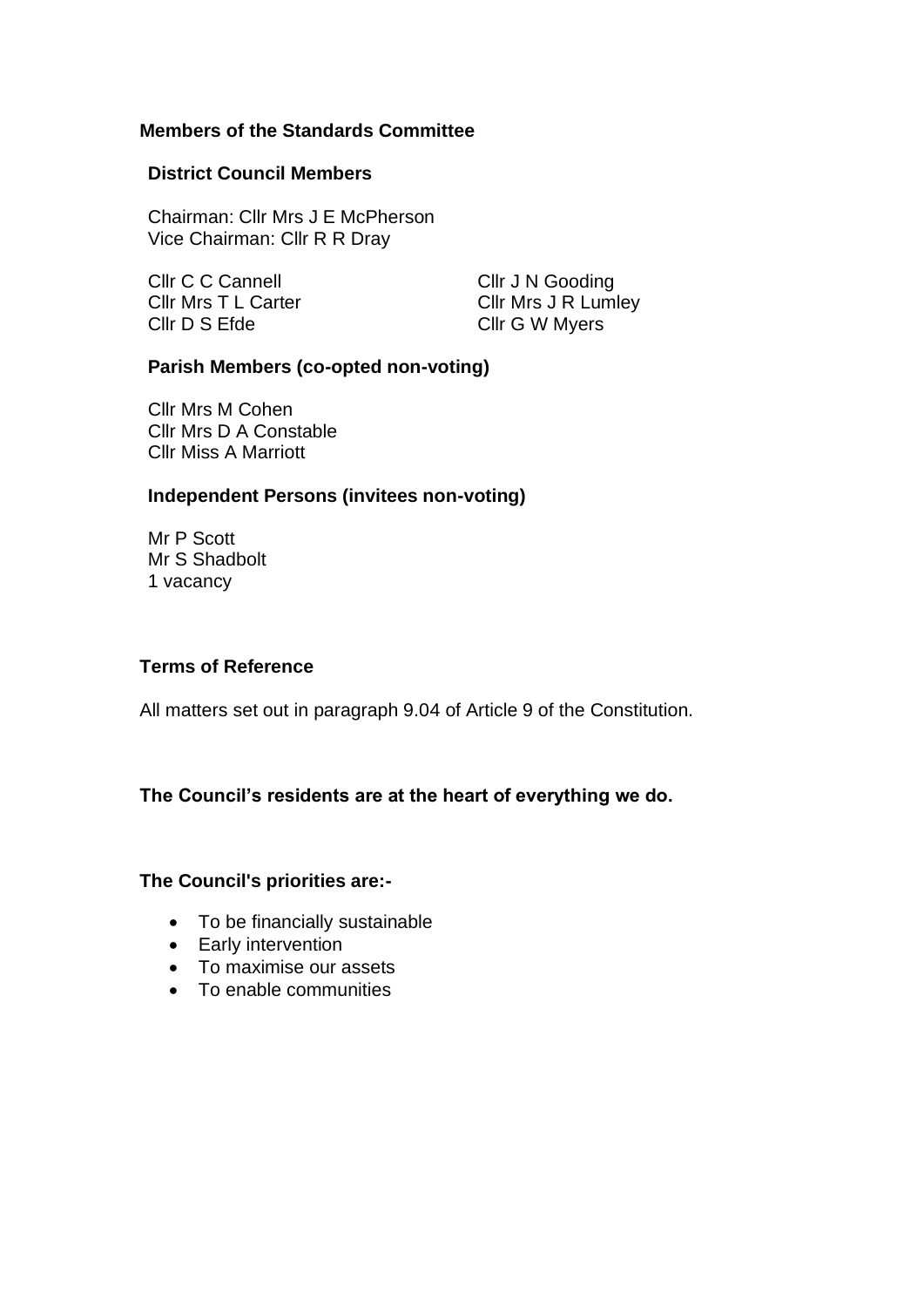**Members of the Standards Committee**

**District Council Members**

Chairman: Cllr Mrs J E McPherson
Vice Chairman: Cllr R R Dray

Cllr C C Cannell
Cllr Mrs T L Carter
Cllr D S Efde
Cllr J N Gooding
Cllr Mrs J R Lumley
Cllr G W Myers

**Parish Members (co-opted non-voting)**

Cllr Mrs M Cohen
Cllr Mrs D A Constable
Cllr Miss A Marriott

**Independent Persons (invitees non-voting)**

Mr P Scott
Mr S Shadbolt
1 vacancy

**Terms of Reference**

All matters set out in paragraph 9.04 of Article 9 of the Constitution.

**The Council's residents are at the heart of everything we do.**

**The Council's priorities are:-**

- To be financially sustainable
- Early intervention
- To maximise our assets
- To enable communities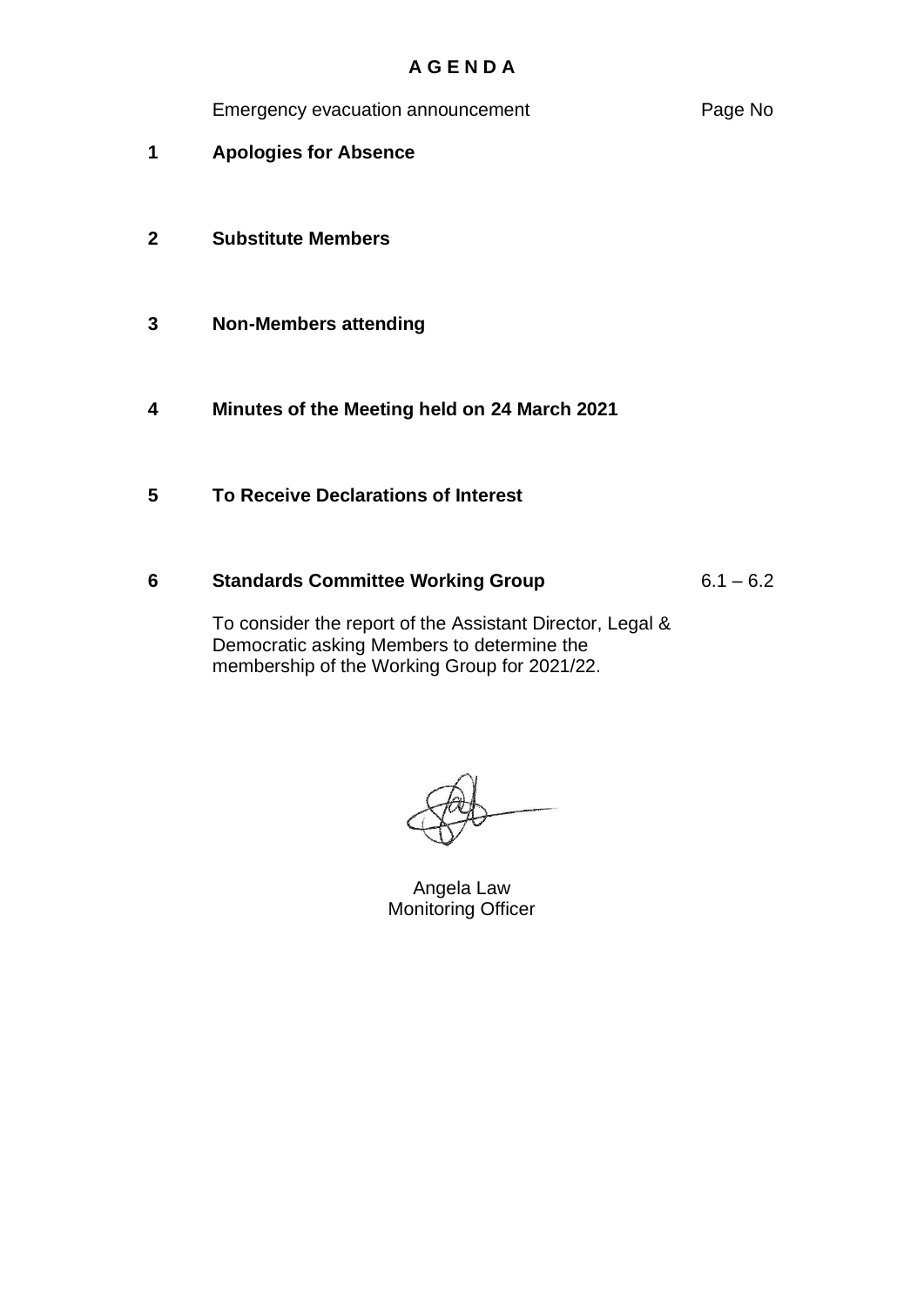# A G E N D A

Emergency evacuation announcement — Page No

**1 Apologies for Absence**

**2 Substitute Members**

**3 Non-Members attending**

**4 Minutes of the Meeting held on 24 March 2021**

**5 To Receive Declarations of Interest**

**6 Standards Committee Working Group** — 6.1 – 6.2

To consider the report of the Assistant Director, Legal & Democratic asking Members to determine the membership of the Working Group for 2021/22.

Angela Law
Monitoring Officer